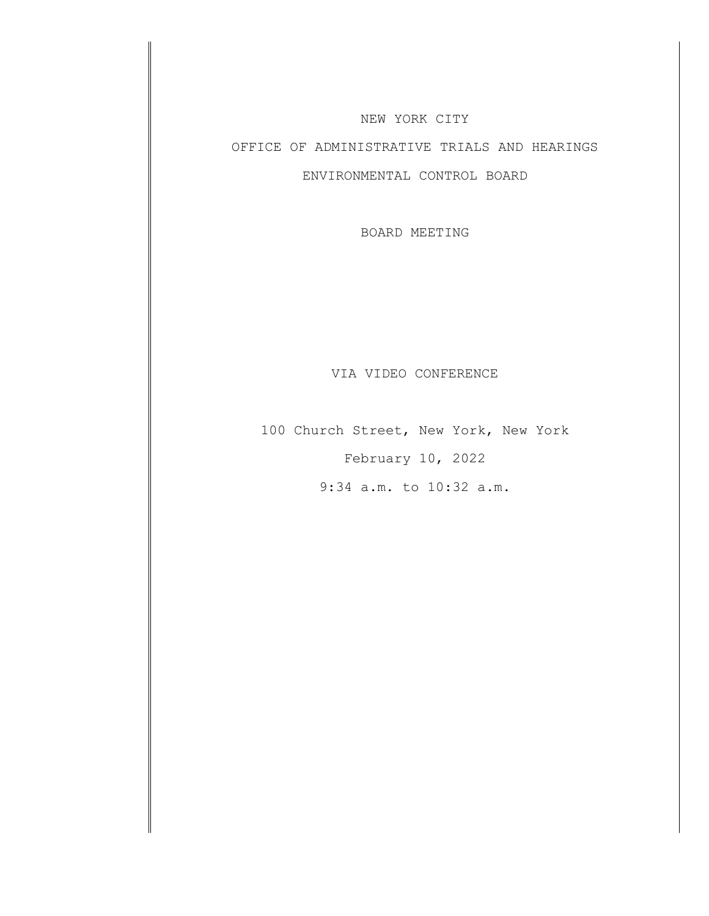NEW YORK CITY

OFFICE OF ADMINISTRATIVE TRIALS AND HEARINGS

ENVIRONMENTAL CONTROL BOARD

BOARD MEETING

VIA VIDEO CONFERENCE

100 Church Street, New York, New York

February 10, 2022

9:34 a.m. to 10:32 a.m.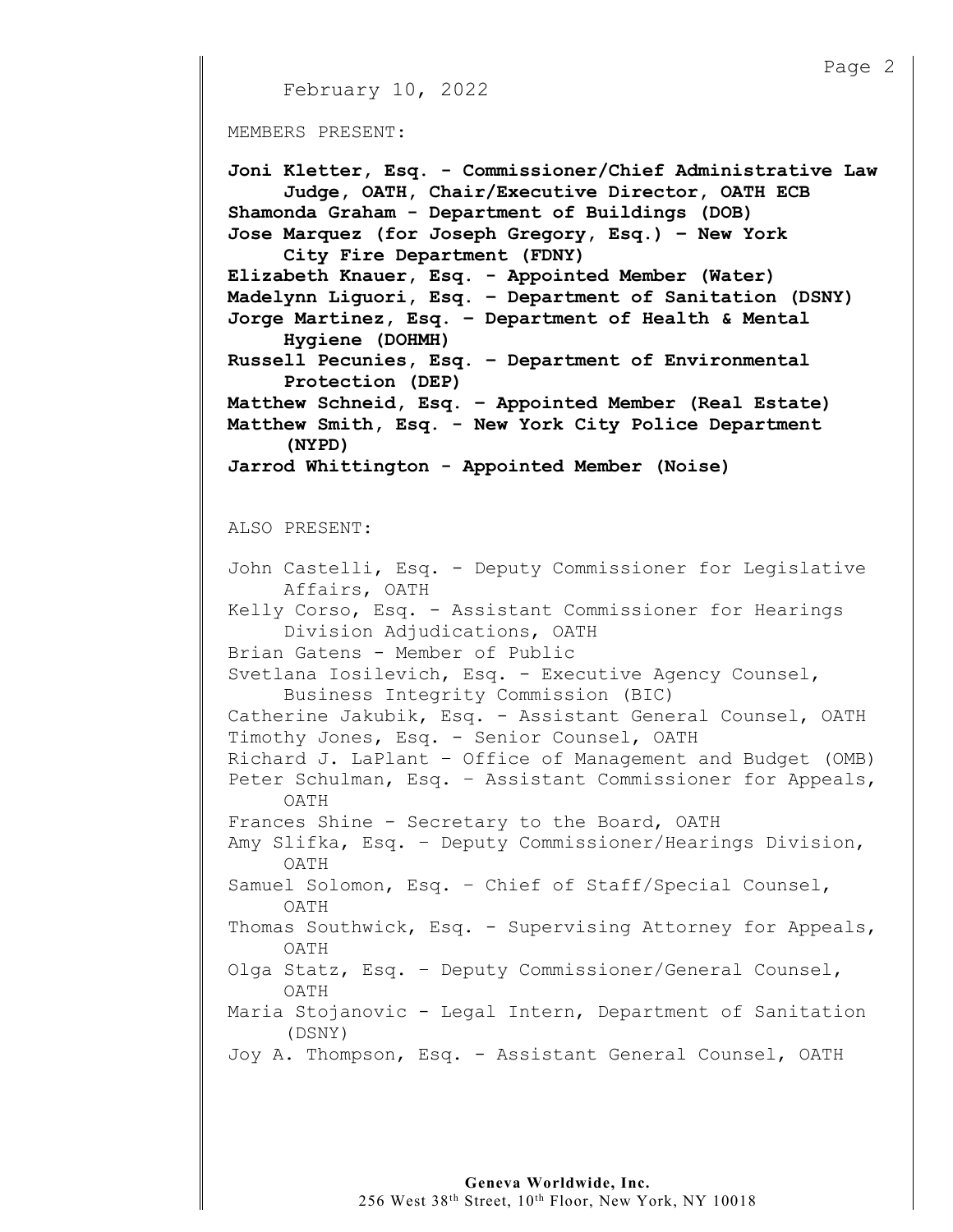February 10, 2022

MEMBERS PRESENT:

**Joni Kletter, Esq. - Commissioner/Chief Administrative Law Judge, OATH, Chair/Executive Director, OATH ECB**
**Shamonda Graham - Department of Buildings (DOB)**
**Jose Marquez (for Joseph Gregory, Esq.) – New York City Fire Department (FDNY)**
**Elizabeth Knauer, Esq. - Appointed Member (Water)**
**Madelynn Liguori, Esq. – Department of Sanitation (DSNY)**
**Jorge Martinez, Esq. – Department of Health & Mental Hygiene (DOHMH)**
**Russell Pecunies, Esq. – Department of Environmental Protection (DEP)**
**Matthew Schneid, Esq. – Appointed Member (Real Estate)**
**Matthew Smith, Esq. - New York City Police Department (NYPD)**
**Jarrod Whittington - Appointed Member (Noise)**

ALSO PRESENT:

John Castelli, Esq. - Deputy Commissioner for Legislative Affairs, OATH
Kelly Corso, Esq. - Assistant Commissioner for Hearings Division Adjudications, OATH
Brian Gatens - Member of Public
Svetlana Iosilevich, Esq. - Executive Agency Counsel, Business Integrity Commission (BIC)
Catherine Jakubik, Esq. - Assistant General Counsel, OATH
Timothy Jones, Esq. - Senior Counsel, OATH
Richard J. LaPlant – Office of Management and Budget (OMB)
Peter Schulman, Esq. – Assistant Commissioner for Appeals, OATH
Frances Shine - Secretary to the Board, OATH
Amy Slifka, Esq. – Deputy Commissioner/Hearings Division, OATH
Samuel Solomon, Esq. – Chief of Staff/Special Counsel, OATH
Thomas Southwick, Esq. - Supervising Attorney for Appeals, OATH
Olga Statz, Esq. – Deputy Commissioner/General Counsel, OATH
Maria Stojanovic - Legal Intern, Department of Sanitation (DSNY)
Joy A. Thompson, Esq. - Assistant General Counsel, OATH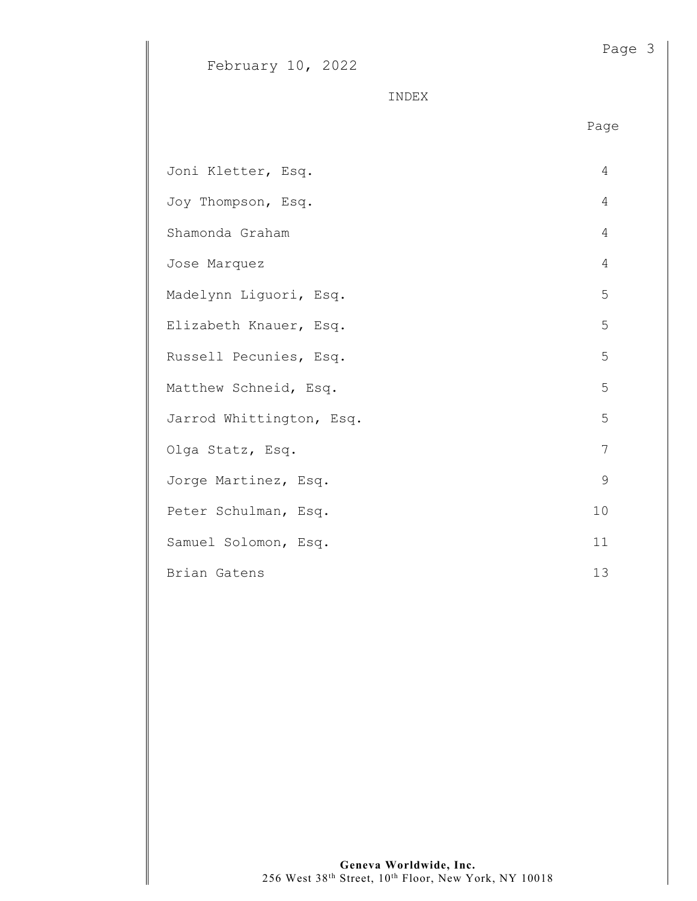February 10, 2022

INDEX

| | Page |
|---|---|
| Joni Kletter, Esq. | 4 |
| Joy Thompson, Esq. | 4 |
| Shamonda Graham | 4 |
| Jose Marquez | 4 |
| Madelynn Liguori, Esq. | 5 |
| Elizabeth Knauer, Esq. | 5 |
| Russell Pecunies, Esq. | 5 |
| Matthew Schneid, Esq. | 5 |
| Jarrod Whittington, Esq. | 5 |
| Olga Statz, Esq. | 7 |
| Jorge Martinez, Esq. | 9 |
| Peter Schulman, Esq. | 10 |
| Samuel Solomon, Esq. | 11 |
| Brian Gatens | 13 |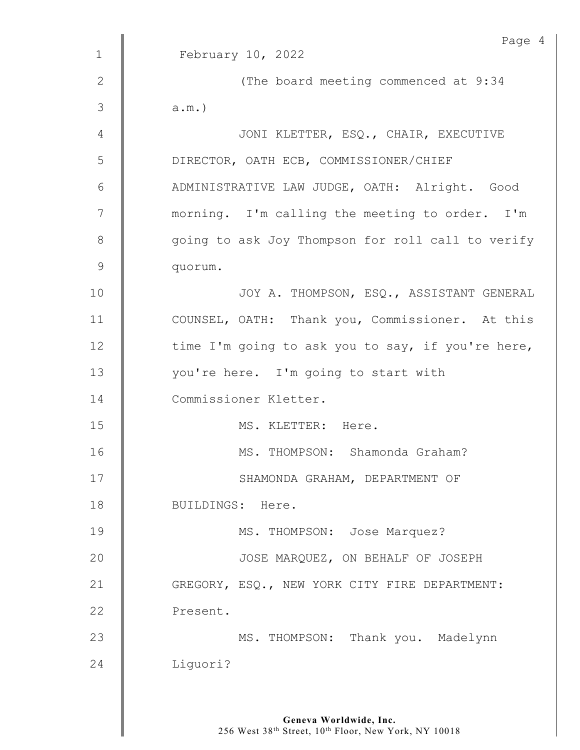February 10, 2022

(The board meeting commenced at 9:34 a.m.)

JONI KLETTER, ESQ., CHAIR, EXECUTIVE DIRECTOR, OATH ECB, COMMISSIONER/CHIEF ADMINISTRATIVE LAW JUDGE, OATH: Alright. Good morning. I'm calling the meeting to order. I'm going to ask Joy Thompson for roll call to verify quorum.

JOY A. THOMPSON, ESQ., ASSISTANT GENERAL COUNSEL, OATH: Thank you, Commissioner. At this time I'm going to ask you to say, if you're here, you're here. I'm going to start with Commissioner Kletter.

MS. KLETTER: Here.

MS. THOMPSON: Shamonda Graham?

SHAMONDA GRAHAM, DEPARTMENT OF BUILDINGS: Here.

MS. THOMPSON: Jose Marquez?

JOSE MARQUEZ, ON BEHALF OF JOSEPH GREGORY, ESQ., NEW YORK CITY FIRE DEPARTMENT: Present.

MS. THOMPSON: Thank you. Madelynn Liguori?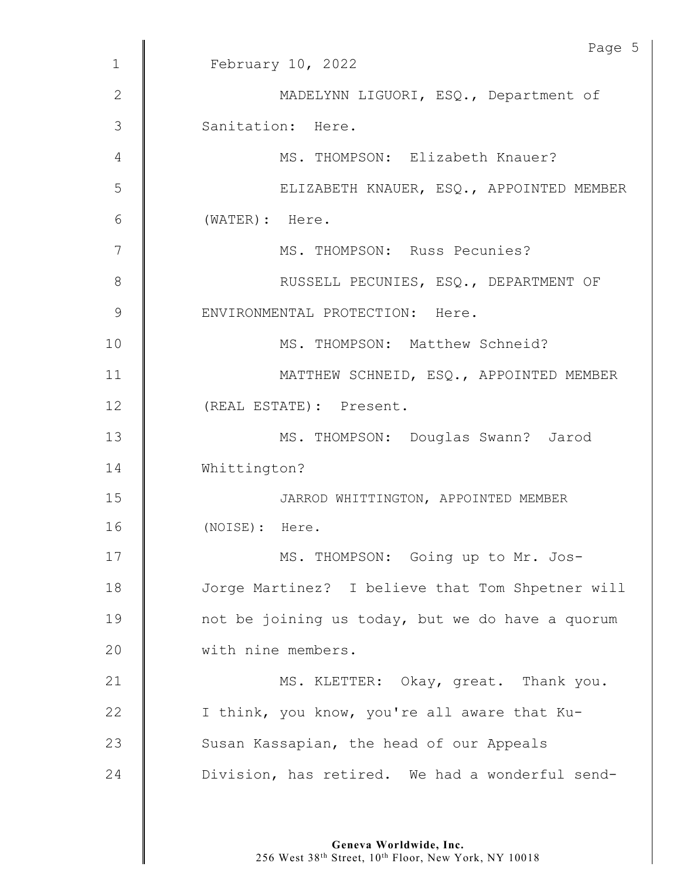February 10, 2022

MADELYNN LIGUORI, ESQ., Department of Sanitation: Here.

MS. THOMPSON: Elizabeth Knauer?

ELIZABETH KNAUER, ESQ., APPOINTED MEMBER (WATER): Here.

MS. THOMPSON: Russ Pecunies?

RUSSELL PECUNIES, ESQ., DEPARTMENT OF ENVIRONMENTAL PROTECTION: Here.

MS. THOMPSON: Matthew Schneid?

MATTHEW SCHNEID, ESQ., APPOINTED MEMBER (REAL ESTATE): Present.

MS. THOMPSON: Douglas Swann? Jarod Whittington?

JARROD WHITTINGTON, APPOINTED MEMBER (NOISE): Here.

MS. THOMPSON: Going up to Mr. Jos-Jorge Martinez? I believe that Tom Shpetner will not be joining us today, but we do have a quorum with nine members.

MS. KLETTER: Okay, great. Thank you. I think, you know, you're all aware that Ku-Susan Kassapian, the head of our Appeals Division, has retired. We had a wonderful send-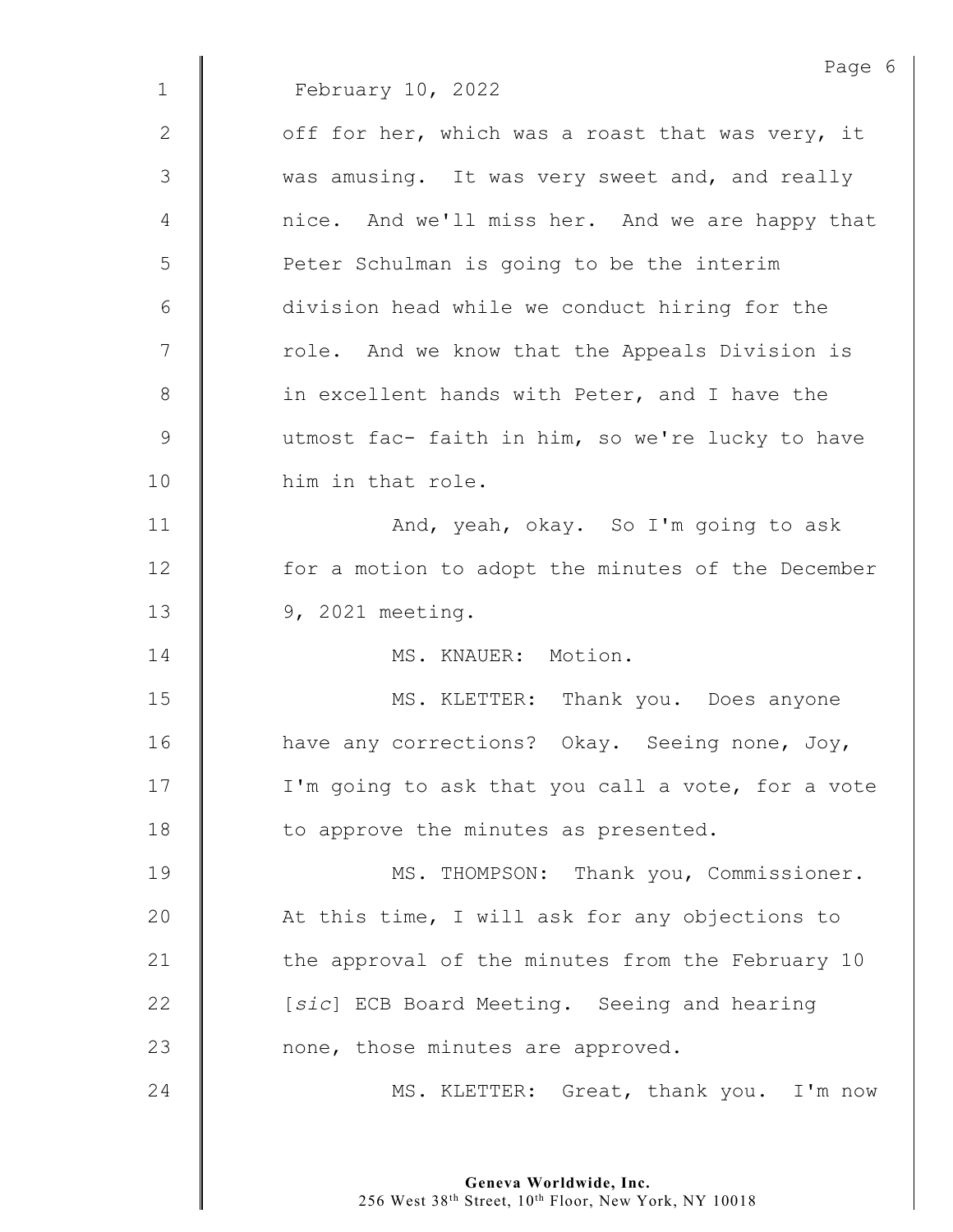February 10, 2022

off for her, which was a roast that was very, it was amusing. It was very sweet and, and really nice. And we'll miss her. And we are happy that Peter Schulman is going to be the interim division head while we conduct hiring for the role. And we know that the Appeals Division is in excellent hands with Peter, and I have the utmost fac- faith in him, so we're lucky to have him in that role.

And, yeah, okay. So I'm going to ask for a motion to adopt the minutes of the December 9, 2021 meeting.

MS. KNAUER: Motion.

MS. KLETTER: Thank you. Does anyone have any corrections? Okay. Seeing none, Joy, I'm going to ask that you call a vote, for a vote to approve the minutes as presented.

MS. THOMPSON: Thank you, Commissioner. At this time, I will ask for any objections to the approval of the minutes from the February 10 [*sic*] ECB Board Meeting. Seeing and hearing none, those minutes are approved.

MS. KLETTER: Great, thank you. I'm now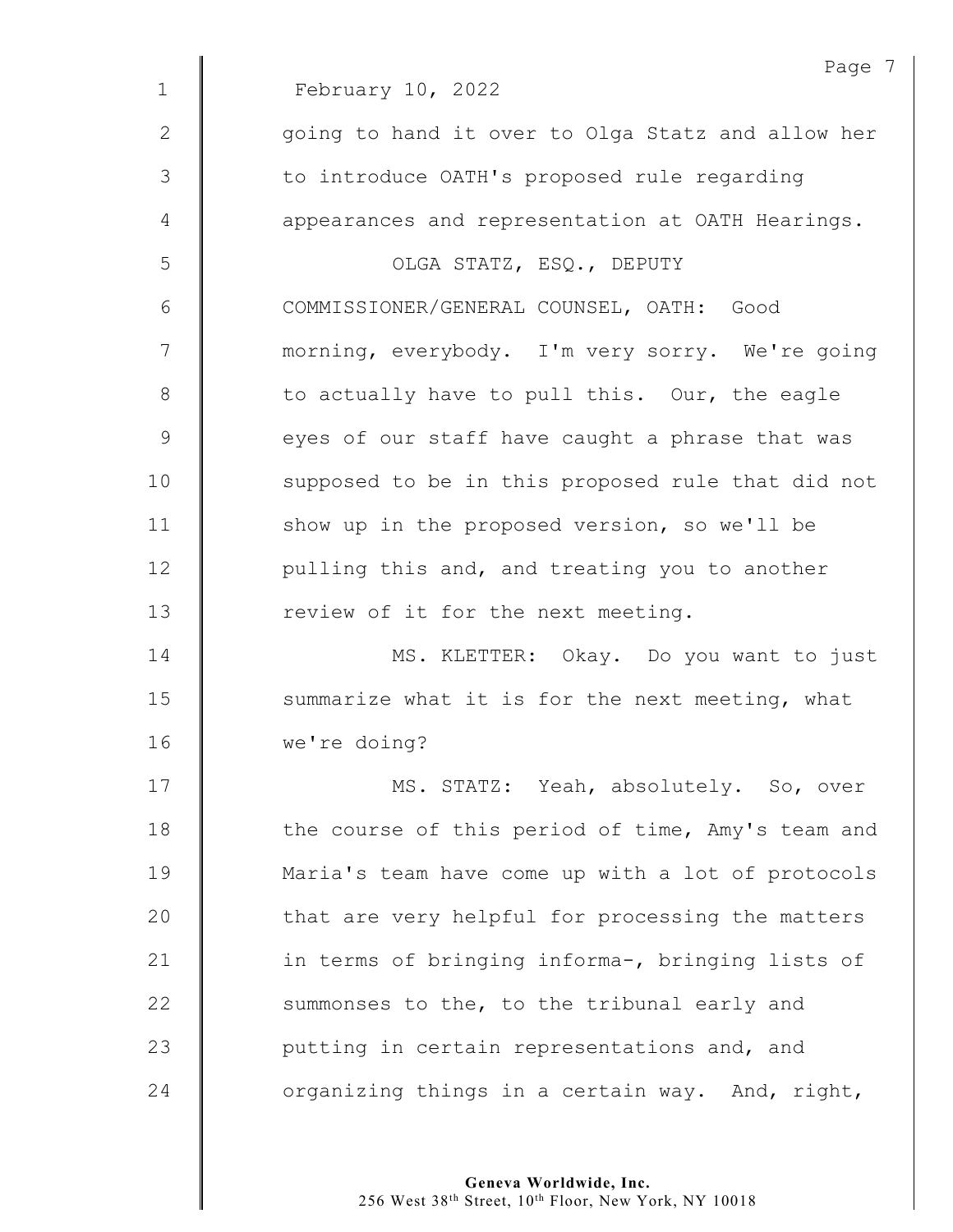February 10, 2022

going to hand it over to Olga Statz and allow her to introduce OATH's proposed rule regarding appearances and representation at OATH Hearings.

OLGA STATZ, ESQ., DEPUTY COMMISSIONER/GENERAL COUNSEL, OATH: Good morning, everybody. I'm very sorry. We're going to actually have to pull this. Our, the eagle eyes of our staff have caught a phrase that was supposed to be in this proposed rule that did not show up in the proposed version, so we'll be pulling this and, and treating you to another review of it for the next meeting.

MS. KLETTER: Okay. Do you want to just summarize what it is for the next meeting, what we're doing?

MS. STATZ: Yeah, absolutely. So, over the course of this period of time, Amy's team and Maria's team have come up with a lot of protocols that are very helpful for processing the matters in terms of bringing informa-, bringing lists of summonses to the, to the tribunal early and putting in certain representations and, and organizing things in a certain way. And, right,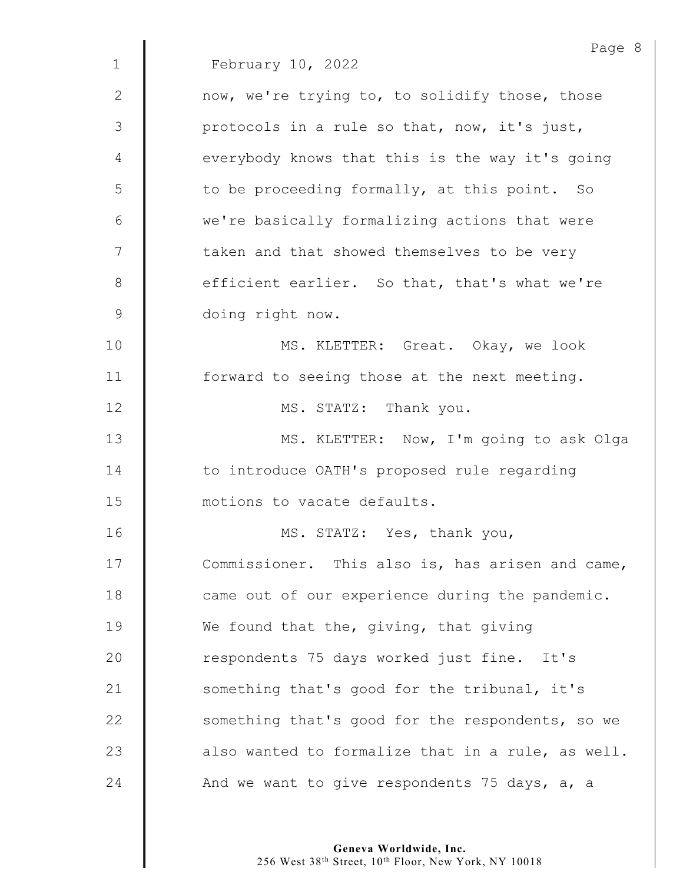February 10, 2022

now, we're trying to, to solidify those, those protocols in a rule so that, now, it's just, everybody knows that this is the way it's going to be proceeding formally, at this point. So we're basically formalizing actions that were taken and that showed themselves to be very efficient earlier. So that, that's what we're doing right now.

MS. KLETTER: Great. Okay, we look forward to seeing those at the next meeting.

MS. STATZ: Thank you.

MS. KLETTER: Now, I'm going to ask Olga to introduce OATH's proposed rule regarding motions to vacate defaults.

MS. STATZ: Yes, thank you, Commissioner. This also is, has arisen and came, came out of our experience during the pandemic. We found that the, giving, that giving respondents 75 days worked just fine. It's something that's good for the tribunal, it's something that's good for the respondents, so we also wanted to formalize that in a rule, as well. And we want to give respondents 75 days, a, a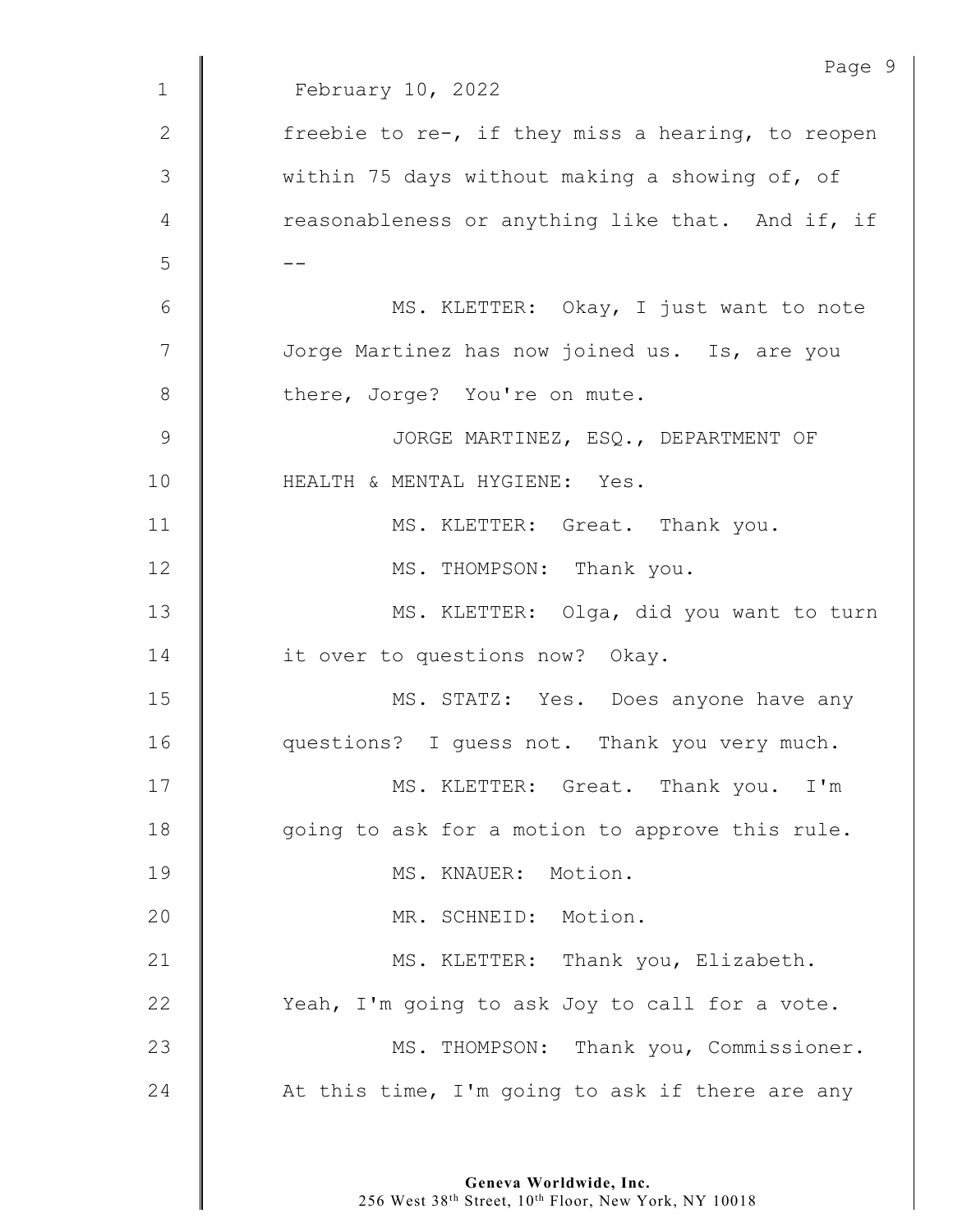February 10, 2022

freebie to re-, if they miss a hearing, to reopen within 75 days without making a showing of, of reasonableness or anything like that. And if, if --

MS. KLETTER: Okay, I just want to note Jorge Martinez has now joined us. Is, are you there, Jorge? You're on mute.

JORGE MARTINEZ, ESQ., DEPARTMENT OF HEALTH & MENTAL HYGIENE: Yes.

MS. KLETTER: Great. Thank you.

MS. THOMPSON: Thank you.

MS. KLETTER: Olga, did you want to turn it over to questions now? Okay.

MS. STATZ: Yes. Does anyone have any questions? I guess not. Thank you very much.

MS. KLETTER: Great. Thank you. I'm going to ask for a motion to approve this rule.

MS. KNAUER: Motion.

MR. SCHNEID: Motion.

MS. KLETTER: Thank you, Elizabeth. Yeah, I'm going to ask Joy to call for a vote.

MS. THOMPSON: Thank you, Commissioner. At this time, I'm going to ask if there are any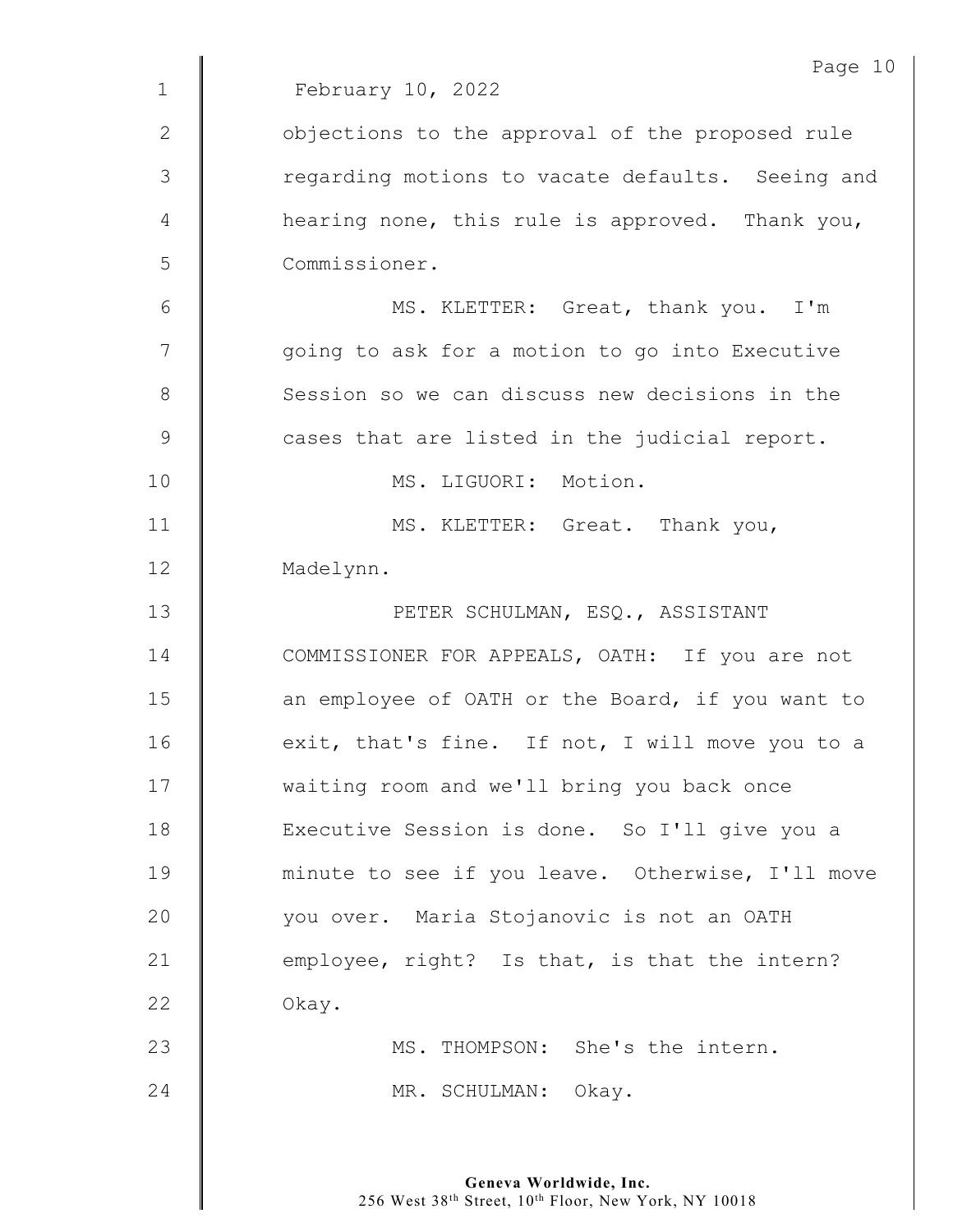February 10, 2022

objections to the approval of the proposed rule regarding motions to vacate defaults. Seeing and hearing none, this rule is approved. Thank you, Commissioner.

MS. KLETTER: Great, thank you. I'm going to ask for a motion to go into Executive Session so we can discuss new decisions in the cases that are listed in the judicial report.

MS. LIGUORI: Motion.

MS. KLETTER: Great. Thank you, Madelynn.

PETER SCHULMAN, ESQ., ASSISTANT COMMISSIONER FOR APPEALS, OATH: If you are not an employee of OATH or the Board, if you want to exit, that's fine. If not, I will move you to a waiting room and we'll bring you back once Executive Session is done. So I'll give you a minute to see if you leave. Otherwise, I'll move you over. Maria Stojanovic is not an OATH employee, right? Is that, is that the intern? Okay.

MS. THOMPSON: She's the intern.

MR. SCHULMAN: Okay.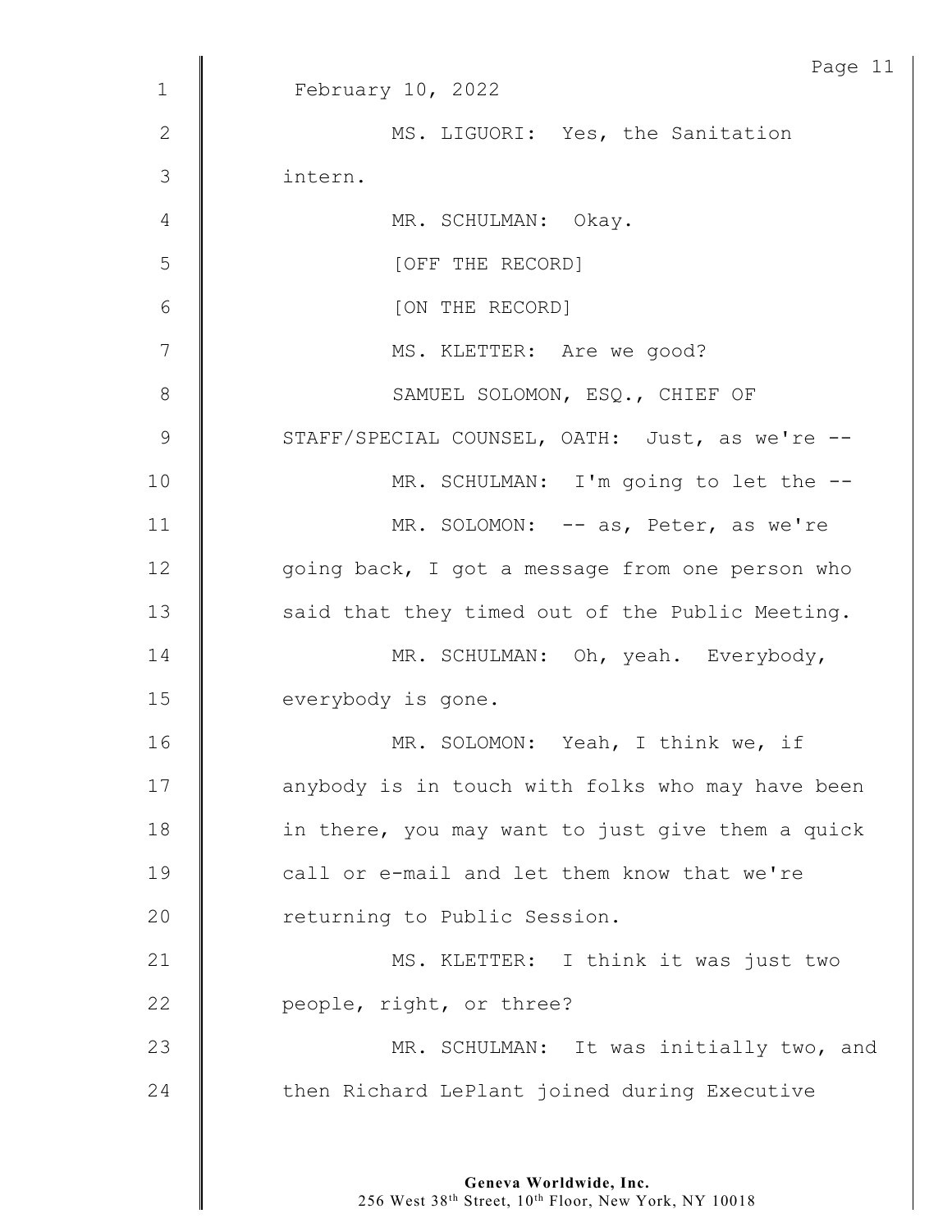February 10, 2022

MS. LIGUORI: Yes, the Sanitation intern.

MR. SCHULMAN: Okay.

[OFF THE RECORD]

[ON THE RECORD]

MS. KLETTER: Are we good?

SAMUEL SOLOMON, ESQ., CHIEF OF STAFF/SPECIAL COUNSEL, OATH: Just, as we're --

MR. SCHULMAN: I'm going to let the --

MR. SOLOMON: -- as, Peter, as we're going back, I got a message from one person who said that they timed out of the Public Meeting.

MR. SCHULMAN: Oh, yeah. Everybody, everybody is gone.

MR. SOLOMON: Yeah, I think we, if anybody is in touch with folks who may have been in there, you may want to just give them a quick call or e-mail and let them know that we're returning to Public Session.

MS. KLETTER: I think it was just two people, right, or three?

MR. SCHULMAN: It was initially two, and then Richard LePlant joined during Executive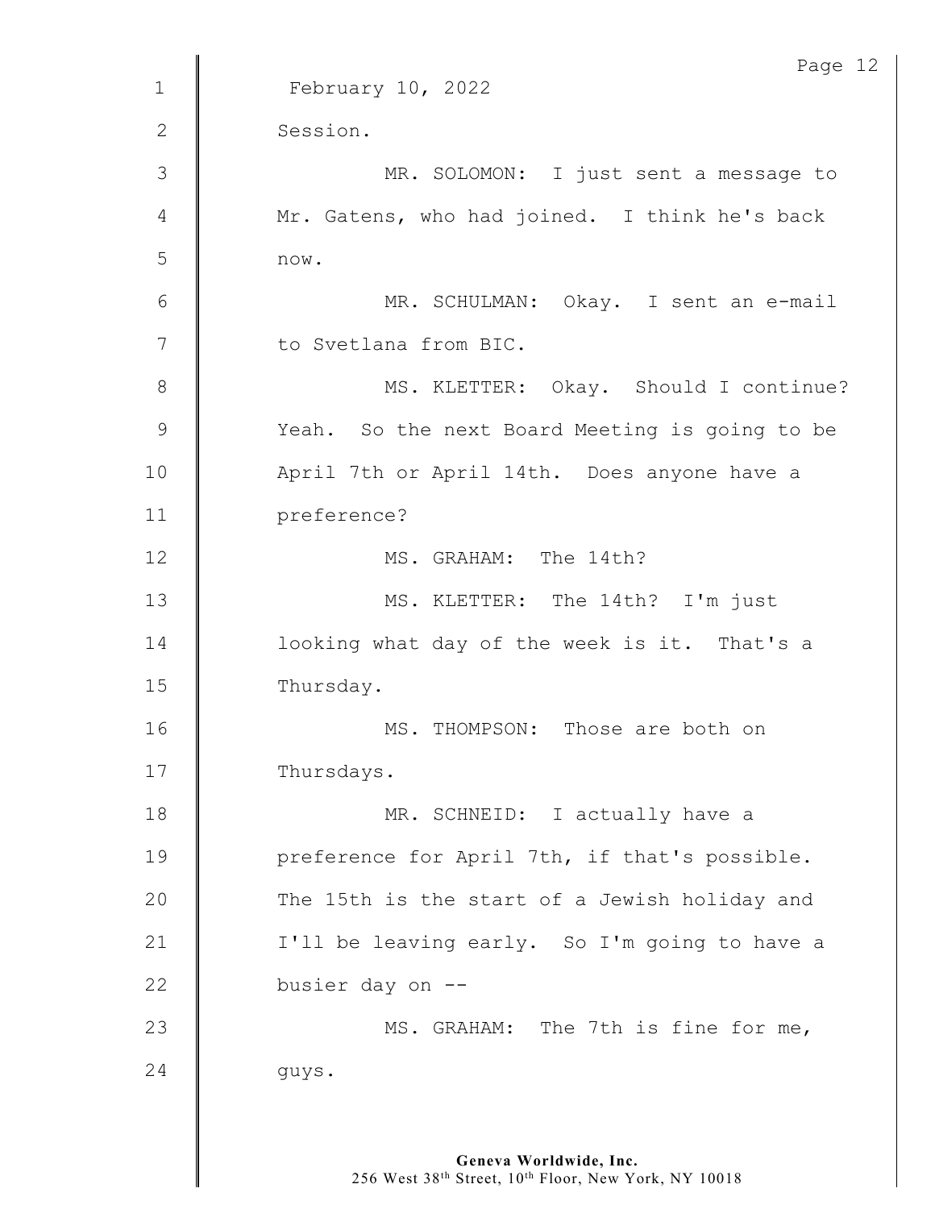February 10, 2022

Session.

MR. SOLOMON: I just sent a message to Mr. Gatens, who had joined. I think he's back now.

MR. SCHULMAN: Okay. I sent an e-mail to Svetlana from BIC.

MS. KLETTER: Okay. Should I continue? Yeah. So the next Board Meeting is going to be April 7th or April 14th. Does anyone have a preference?

MS. GRAHAM: The 14th?

MS. KLETTER: The 14th? I'm just looking what day of the week is it. That's a Thursday.

MS. THOMPSON: Those are both on Thursdays.

MR. SCHNEID: I actually have a preference for April 7th, if that's possible. The 15th is the start of a Jewish holiday and I'll be leaving early. So I'm going to have a busier day on --

MS. GRAHAM: The 7th is fine for me, guys.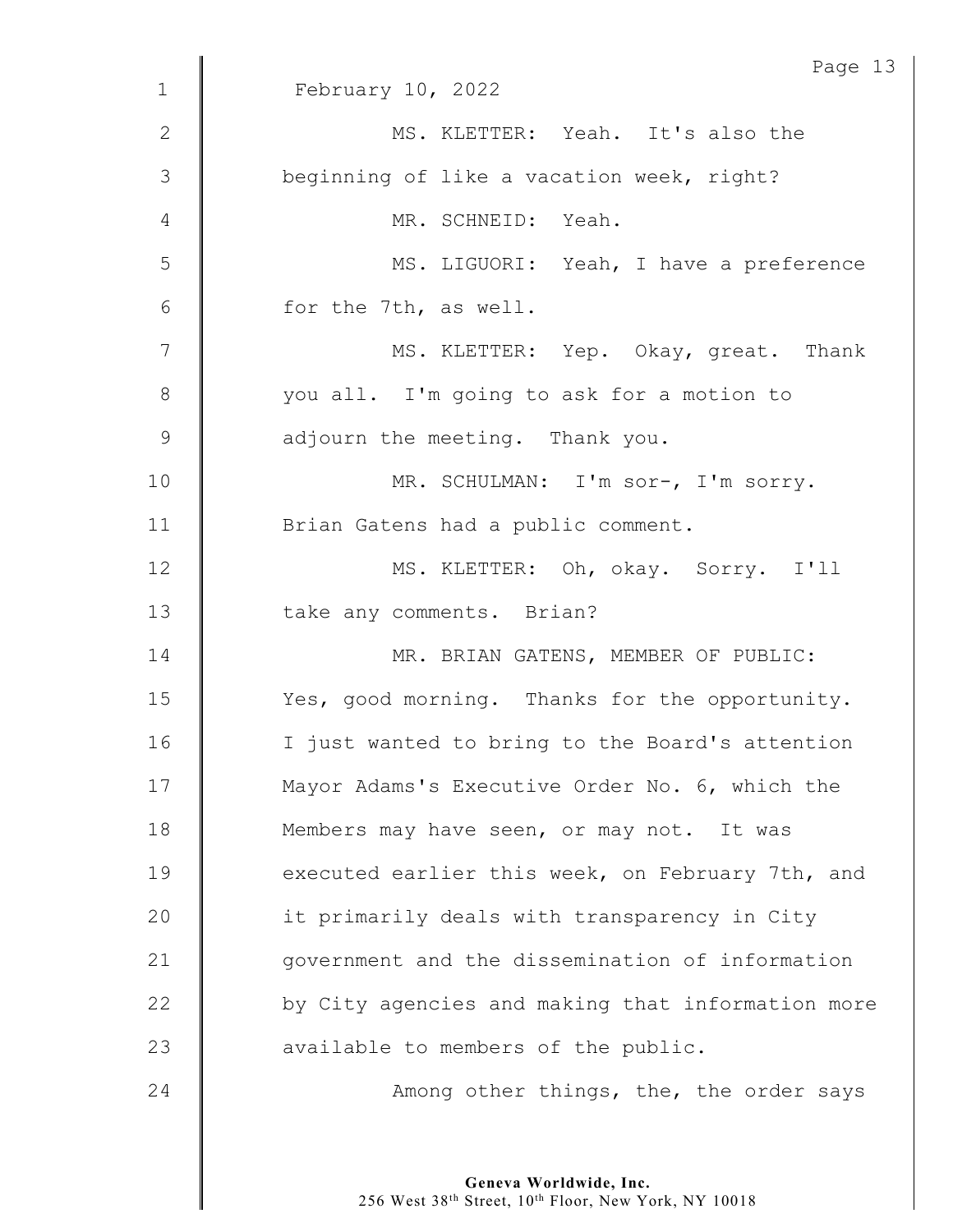February 10, 2022

MS. KLETTER: Yeah. It's also the beginning of like a vacation week, right?

MR. SCHNEID: Yeah.

MS. LIGUORI: Yeah, I have a preference for the 7th, as well.

MS. KLETTER: Yep. Okay, great. Thank you all. I'm going to ask for a motion to adjourn the meeting. Thank you.

MR. SCHULMAN: I'm sor-, I'm sorry. Brian Gatens had a public comment.

MS. KLETTER: Oh, okay. Sorry. I'll take any comments. Brian?

MR. BRIAN GATENS, MEMBER OF PUBLIC: Yes, good morning. Thanks for the opportunity. I just wanted to bring to the Board's attention Mayor Adams's Executive Order No. 6, which the Members may have seen, or may not. It was executed earlier this week, on February 7th, and it primarily deals with transparency in City government and the dissemination of information by City agencies and making that information more available to members of the public.

Among other things, the, the order says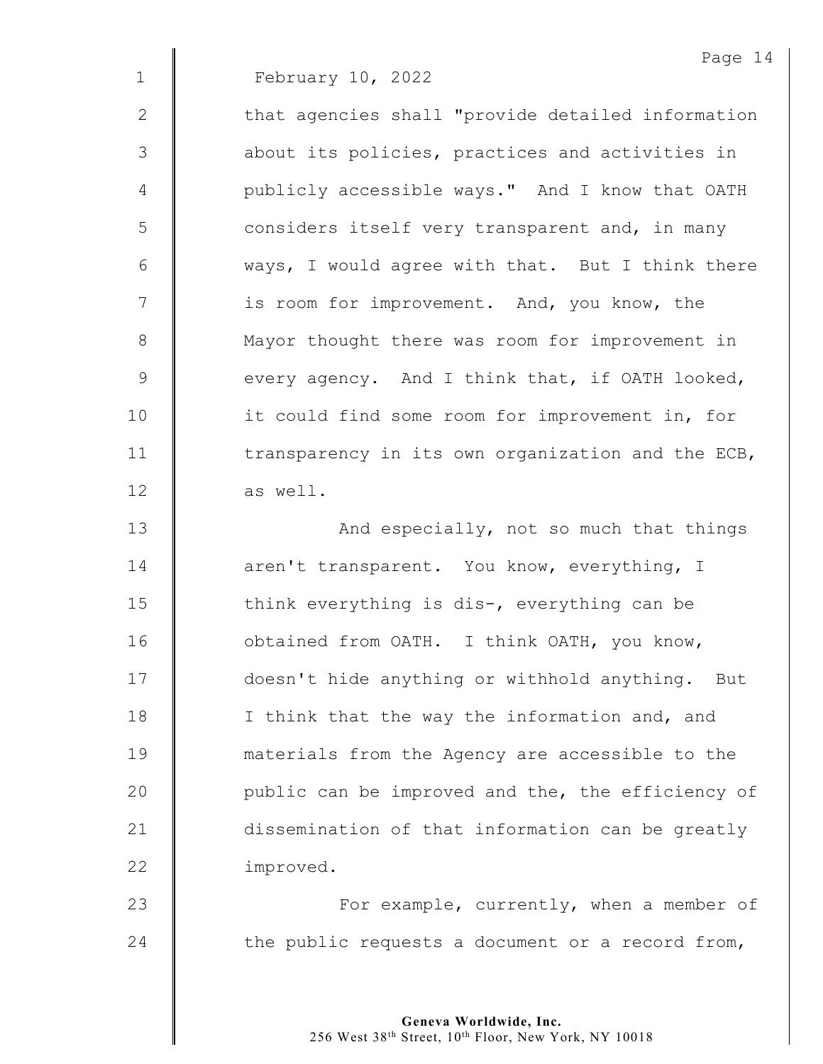February 10, 2022

that agencies shall "provide detailed information about its policies, practices and activities in publicly accessible ways." And I know that OATH considers itself very transparent and, in many ways, I would agree with that. But I think there is room for improvement. And, you know, the Mayor thought there was room for improvement in every agency. And I think that, if OATH looked, it could find some room for improvement in, for transparency in its own organization and the ECB, as well.

And especially, not so much that things aren't transparent. You know, everything, I think everything is dis-, everything can be obtained from OATH. I think OATH, you know, doesn't hide anything or withhold anything. But I think that the way the information and, and materials from the Agency are accessible to the public can be improved and the, the efficiency of dissemination of that information can be greatly improved.

For example, currently, when a member of the public requests a document or a record from,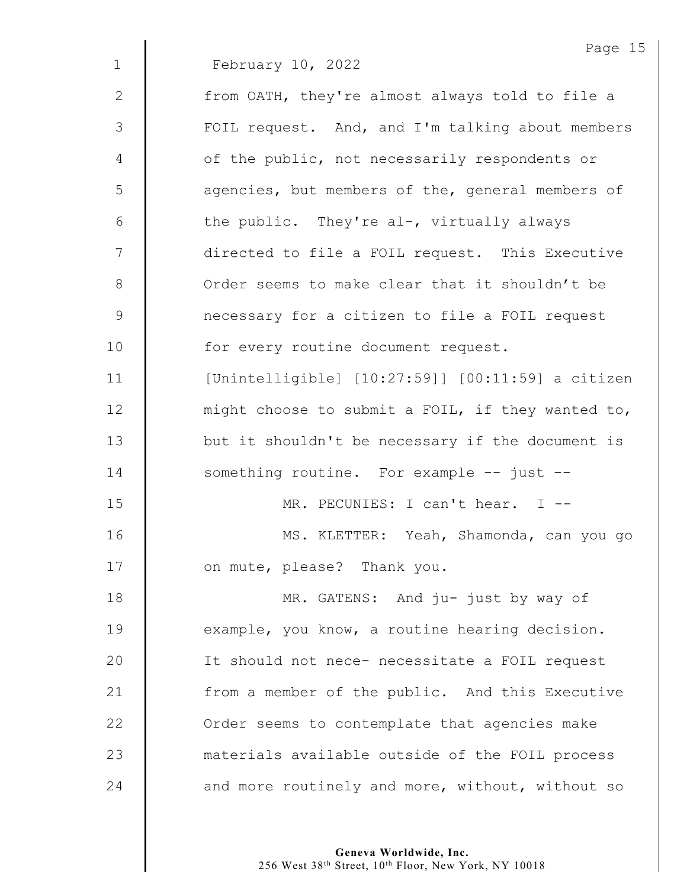February 10, 2022

from OATH, they're almost always told to file a FOIL request. And, and I'm talking about members of the public, not necessarily respondents or agencies, but members of the, general members of the public. They're al-, virtually always directed to file a FOIL request. This Executive Order seems to make clear that it shouldn't be necessary for a citizen to file a FOIL request for every routine document request. [Unintelligible] [10:27:59]] [00:11:59] a citizen might choose to submit a FOIL, if they wanted to, but it shouldn't be necessary if the document is something routine. For example -- just --

MR. PECUNIES: I can't hear. I --

MS. KLETTER: Yeah, Shamonda, can you go on mute, please? Thank you.

MR. GATENS: And ju- just by way of example, you know, a routine hearing decision. It should not nece- necessitate a FOIL request from a member of the public. And this Executive Order seems to contemplate that agencies make materials available outside of the FOIL process and more routinely and more, without, without so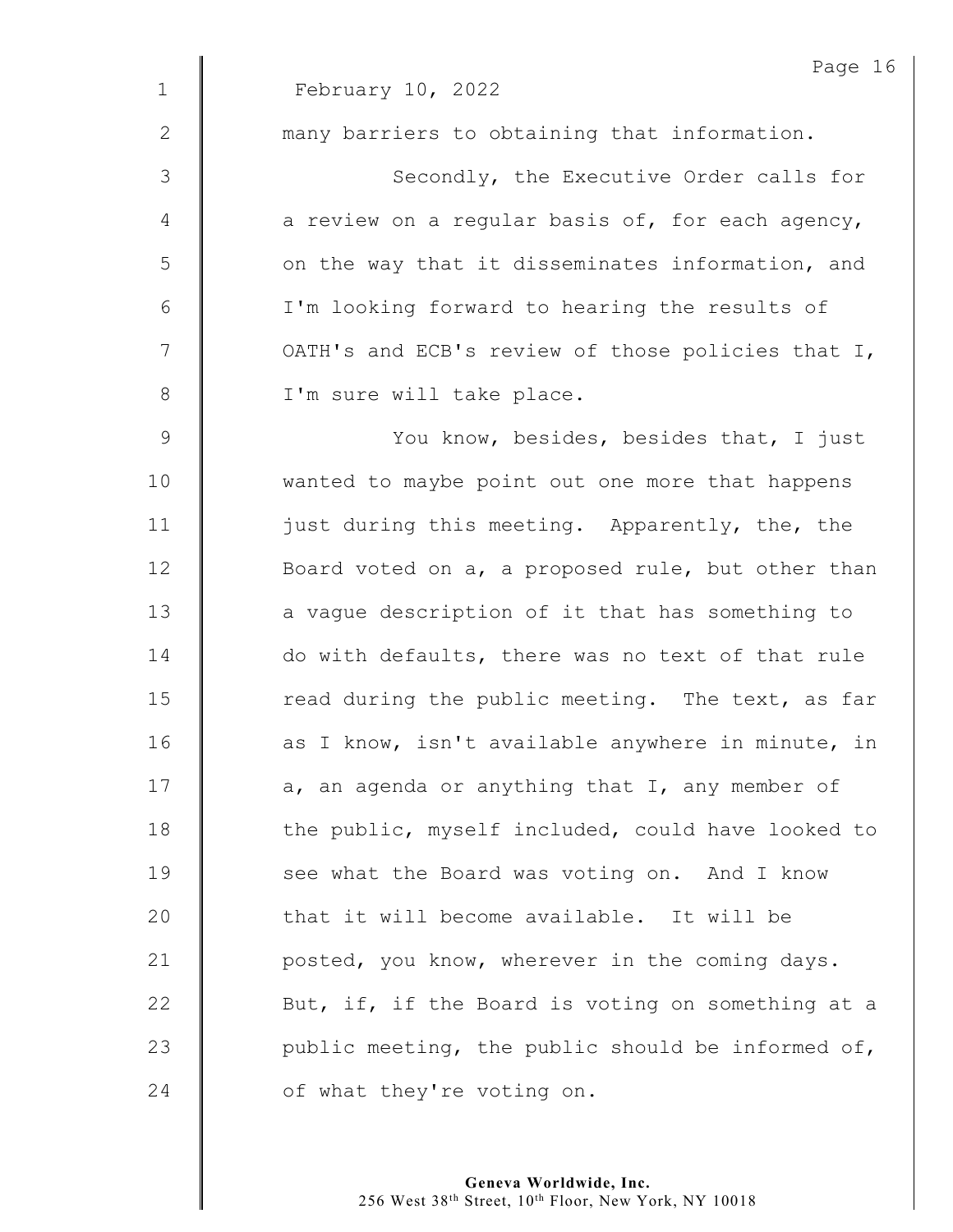February 10, 2022

many barriers to obtaining that information.

Secondly, the Executive Order calls for a review on a regular basis of, for each agency, on the way that it disseminates information, and I'm looking forward to hearing the results of OATH's and ECB's review of those policies that I, I'm sure will take place.

You know, besides, besides that, I just wanted to maybe point out one more that happens just during this meeting. Apparently, the, the Board voted on a, a proposed rule, but other than a vague description of it that has something to do with defaults, there was no text of that rule read during the public meeting. The text, as far as I know, isn't available anywhere in minute, in a, an agenda or anything that I, any member of the public, myself included, could have looked to see what the Board was voting on. And I know that it will become available. It will be posted, you know, wherever in the coming days. But, if, if the Board is voting on something at a public meeting, the public should be informed of, of what they're voting on.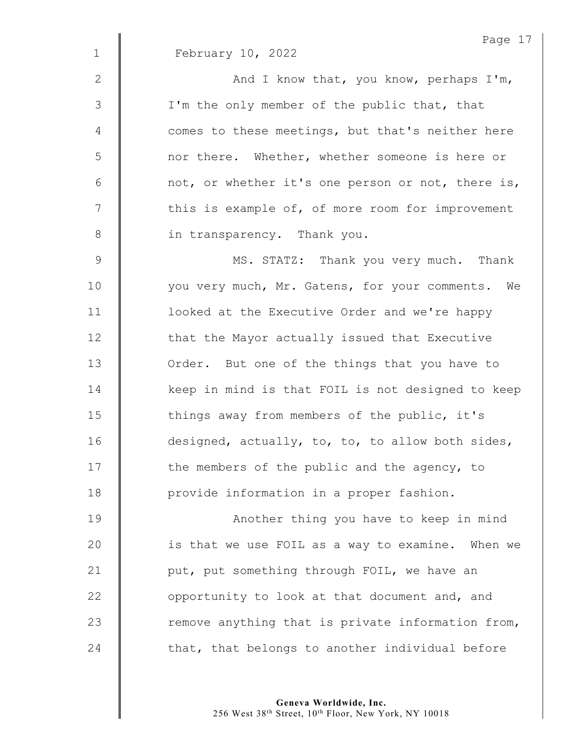February 10, 2022

And I know that, you know, perhaps I'm, I'm the only member of the public that, that comes to these meetings, but that's neither here nor there. Whether, whether someone is here or not, or whether it's one person or not, there is, this is example of, of more room for improvement in transparency. Thank you.

MS. STATZ: Thank you very much. Thank you very much, Mr. Gatens, for your comments. We looked at the Executive Order and we're happy that the Mayor actually issued that Executive Order. But one of the things that you have to keep in mind is that FOIL is not designed to keep things away from members of the public, it's designed, actually, to, to, to allow both sides, the members of the public and the agency, to provide information in a proper fashion.

Another thing you have to keep in mind is that we use FOIL as a way to examine. When we put, put something through FOIL, we have an opportunity to look at that document and, and remove anything that is private information from, that, that belongs to another individual before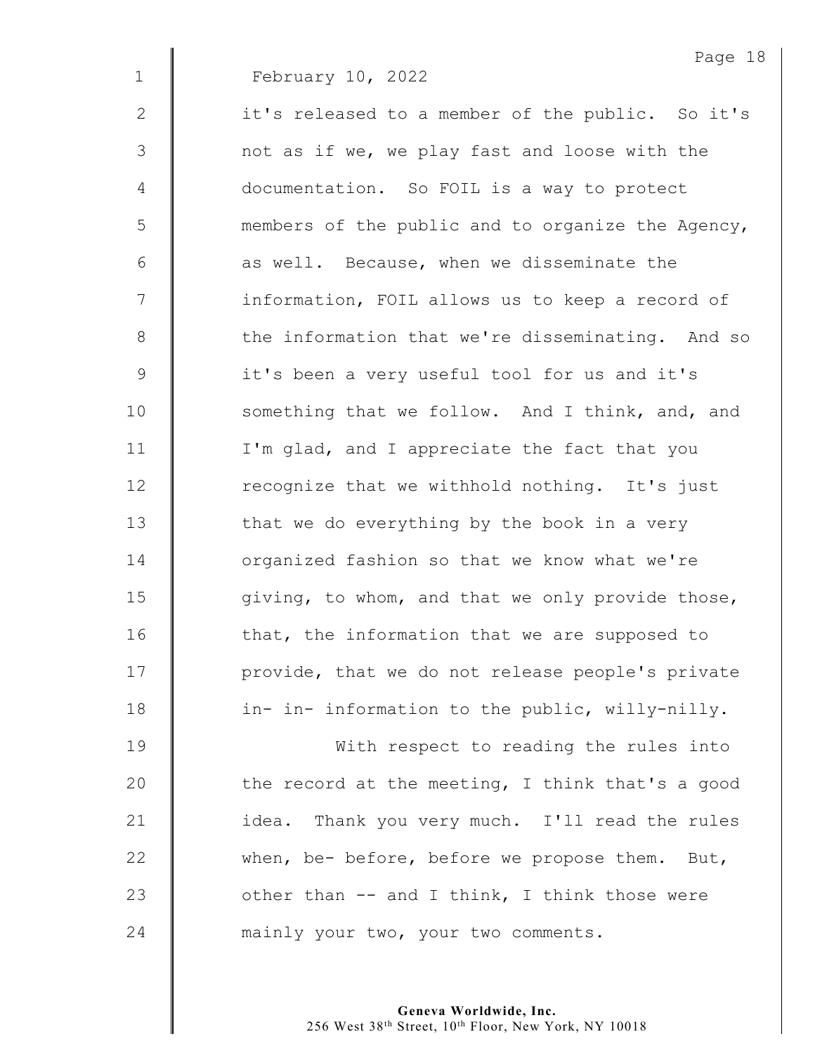February 10, 2022

it's released to a member of the public. So it's not as if we, we play fast and loose with the documentation. So FOIL is a way to protect members of the public and to organize the Agency, as well. Because, when we disseminate the information, FOIL allows us to keep a record of the information that we're disseminating. And so it's been a very useful tool for us and it's something that we follow. And I think, and, and I'm glad, and I appreciate the fact that you recognize that we withhold nothing. It's just that we do everything by the book in a very organized fashion so that we know what we're giving, to whom, and that we only provide those, that, the information that we are supposed to provide, that we do not release people's private in- in- information to the public, willy-nilly.

With respect to reading the rules into the record at the meeting, I think that's a good idea. Thank you very much. I'll read the rules when, be- before, before we propose them. But, other than -- and I think, I think those were mainly your two, your two comments.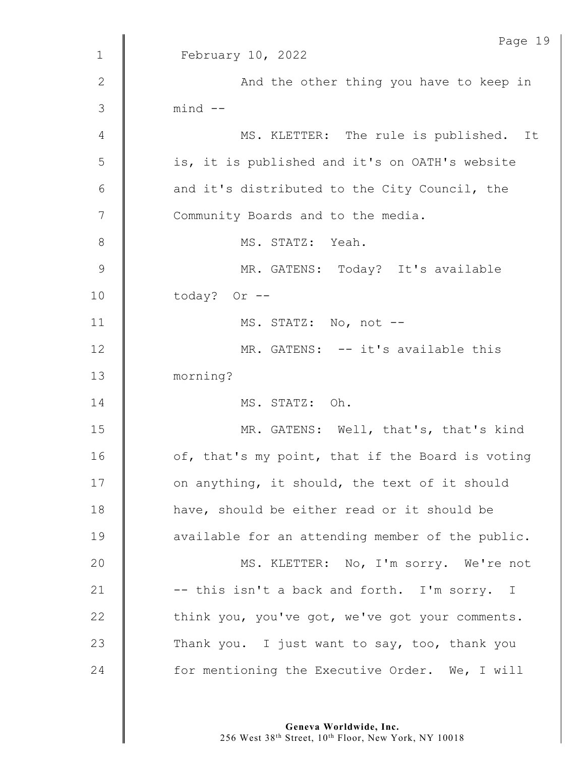February 10, 2022

And the other thing you have to keep in mind --

MS. KLETTER: The rule is published. It is, it is published and it's on OATH's website and it's distributed to the City Council, the Community Boards and to the media.

MS. STATZ: Yeah.

MR. GATENS: Today? It's available today? Or --

MS. STATZ: No, not --

MR. GATENS: -- it's available this morning?

MS. STATZ: Oh.

MR. GATENS: Well, that's, that's kind of, that's my point, that if the Board is voting on anything, it should, the text of it should have, should be either read or it should be available for an attending member of the public.

MS. KLETTER: No, I'm sorry. We're not -- this isn't a back and forth. I'm sorry. I think you, you've got, we've got your comments. Thank you. I just want to say, too, thank you for mentioning the Executive Order. We, I will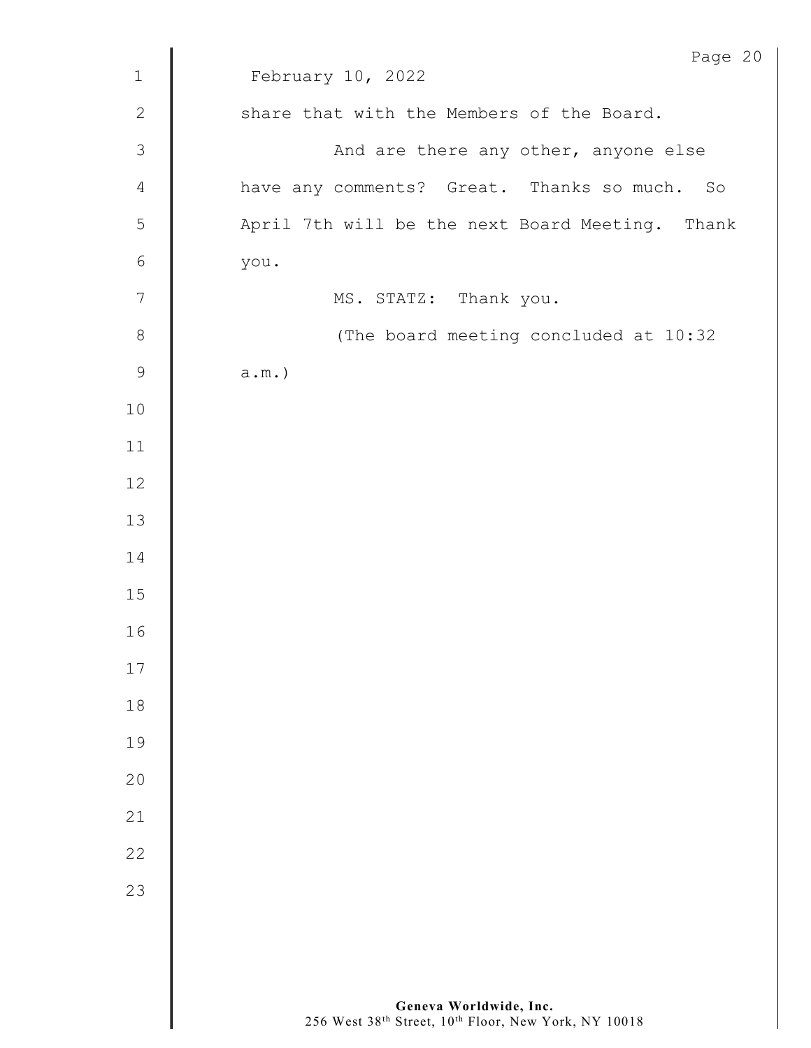February 10, 2022

share that with the Members of the Board.

And are there any other, anyone else have any comments? Great. Thanks so much. So April 7th will be the next Board Meeting. Thank you.

MS. STATZ: Thank you.

(The board meeting concluded at 10:32 a.m.)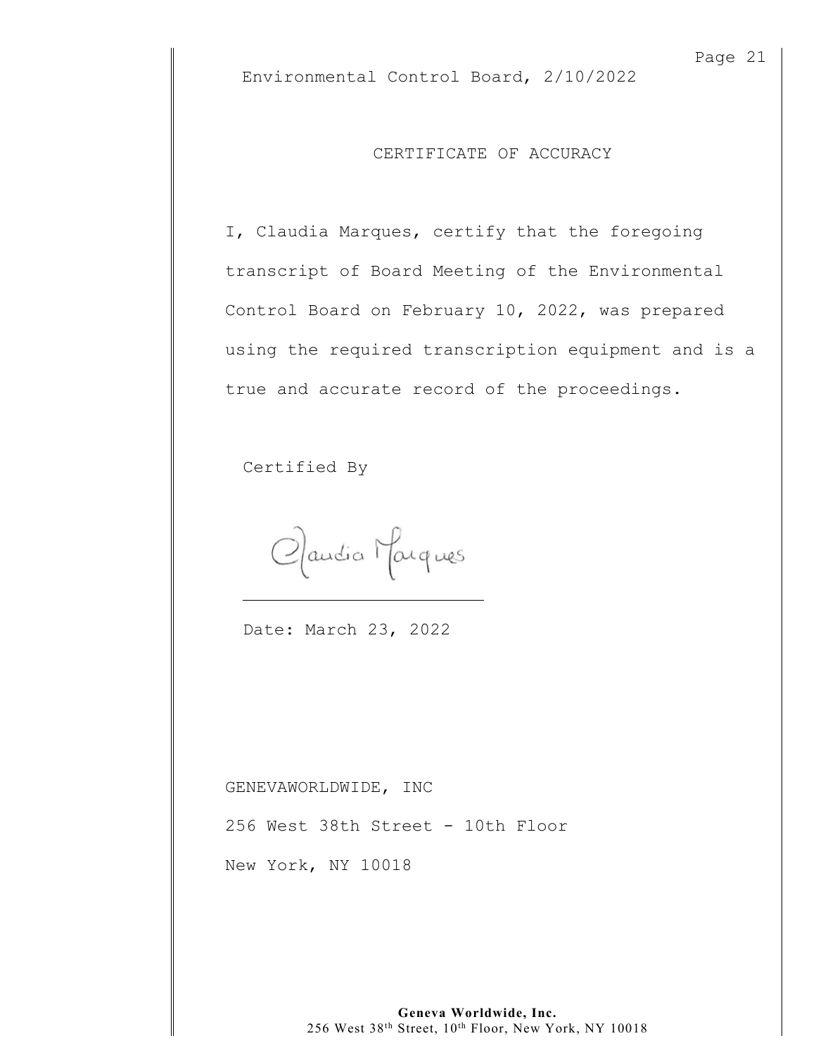# CERTIFICATE OF ACCURACY

I, Claudia Marques, certify that the foregoing transcript of Board Meeting of the Environmental Control Board on February 10, 2022, was prepared using the required transcription equipment and is a true and accurate record of the proceedings.

Certified By

Claudia Marques

\_\_\_\_\_\_\_\_\_\_\_\_\_\_\_\_\_\_\_\_\_\_\_\_\_\_\_\_

Date: March 23, 2022

GENEVAWORLDWIDE, INC

256 West 38th Street - 10th Floor

New York, NY 10018